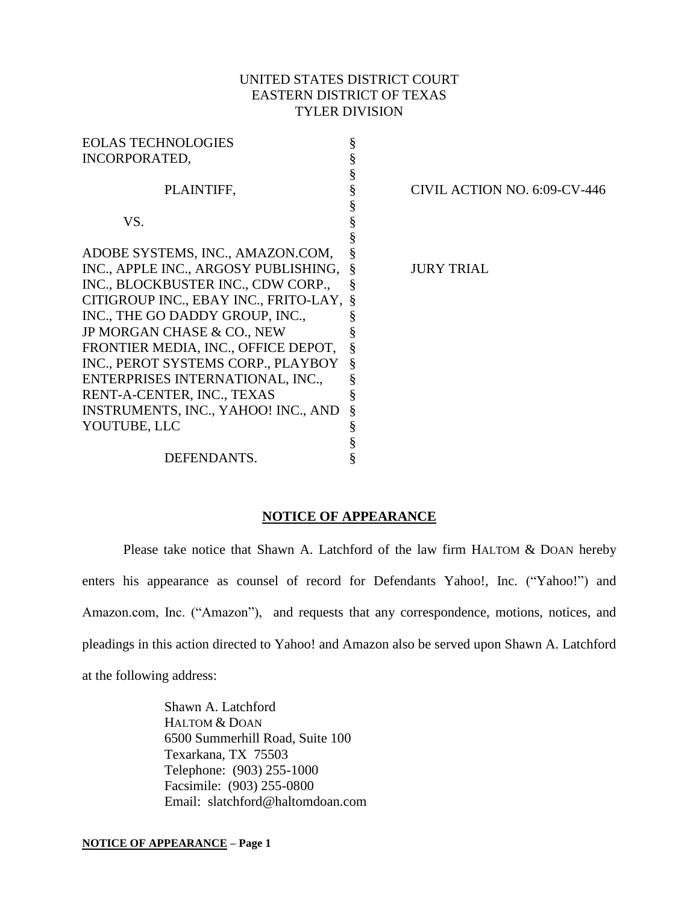UNITED STATES DISTRICT COURT
EASTERN DISTRICT OF TEXAS
TYLER DIVISION

| | | |
|---|---|---|
| EOLAS TECHNOLOGIES INCORPORATED, | § | |
| | § | |
| PLAINTIFF, | § | CIVIL ACTION NO. 6:09-CV-446 |
| | § | |
| VS. | § | |
| | § | |
| ADOBE SYSTEMS, INC., AMAZON.COM, INC., APPLE INC., ARGOSY PUBLISHING, INC., BLOCKBUSTER INC., CDW CORP., CITIGROUP INC., EBAY INC., FRITO-LAY, INC., THE GO DADDY GROUP, INC., JP MORGAN CHASE & CO., NEW FRONTIER MEDIA, INC., OFFICE DEPOT, INC., PEROT SYSTEMS CORP., PLAYBOY ENTERPRISES INTERNATIONAL, INC., RENT-A-CENTER, INC., TEXAS INSTRUMENTS, INC., YAHOO! INC., AND YOUTUBE, LLC | § | JURY TRIAL |
| | § | |
| DEFENDANTS. | § | |

## NOTICE OF APPEARANCE

Please take notice that Shawn A. Latchford of the law firm HALTOM & DOAN hereby enters his appearance as counsel of record for Defendants Yahoo!, Inc. ("Yahoo!") and Amazon.com, Inc. ("Amazon"), and requests that any correspondence, motions, notices, and pleadings in this action directed to Yahoo! and Amazon also be served upon Shawn A. Latchford at the following address:

Shawn A. Latchford
HALTOM & DOAN
6500 Summerhill Road, Suite 100
Texarkana, TX 75503
Telephone: (903) 255-1000
Facsimile: (903) 255-0800
Email: slatchford@haltomdoan.com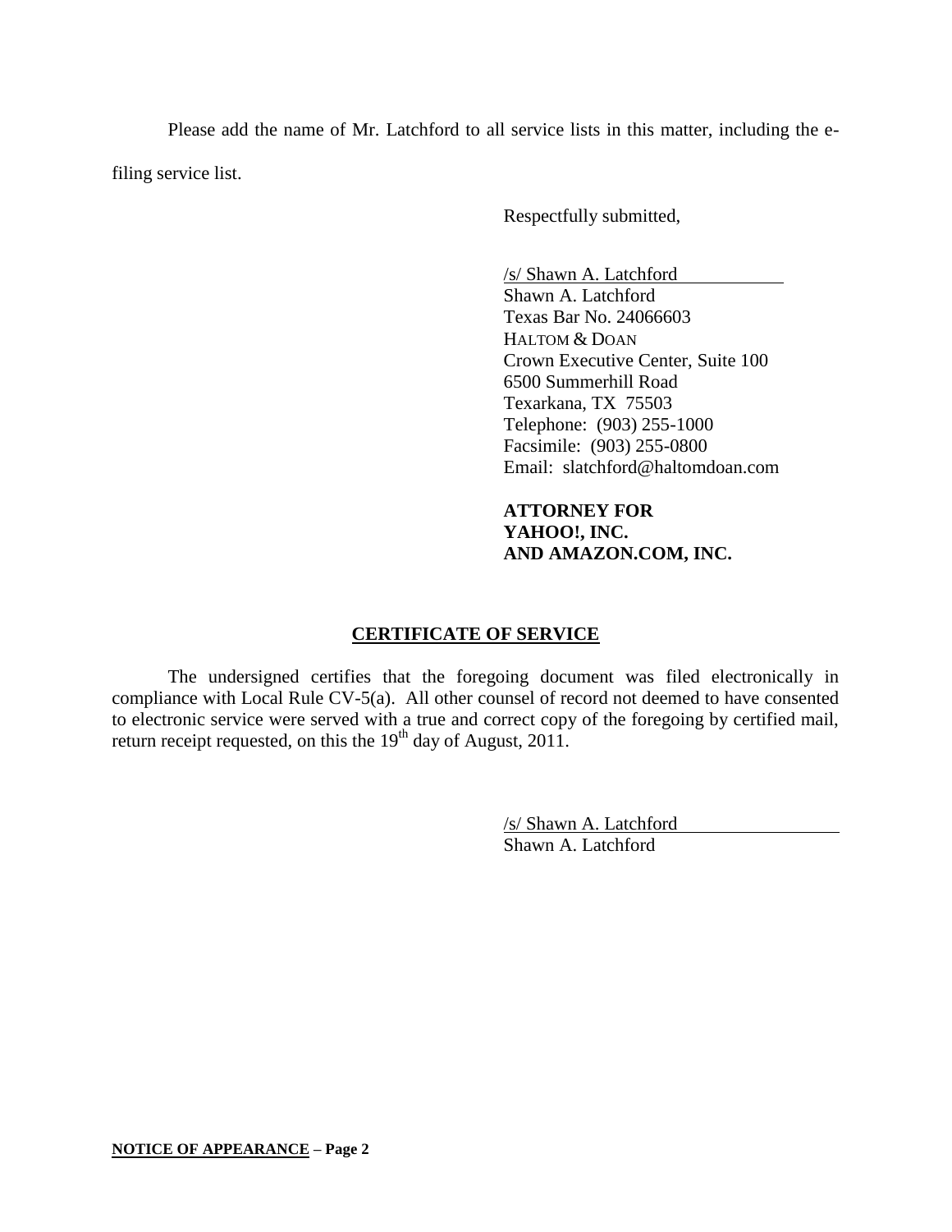Please add the name of Mr. Latchford to all service lists in this matter, including the e-filing service list.

Respectfully submitted,

/s/ Shawn A. Latchford
Shawn A. Latchford
Texas Bar No. 24066603
HALTOM & DOAN
Crown Executive Center, Suite 100
6500 Summerhill Road
Texarkana, TX 75503
Telephone: (903) 255-1000
Facsimile: (903) 255-0800
Email: slatchford@haltomdoan.com

**ATTORNEY FOR YAHOO!, INC. AND AMAZON.COM, INC.**

## CERTIFICATE OF SERVICE

The undersigned certifies that the foregoing document was filed electronically in compliance with Local Rule CV-5(a). All other counsel of record not deemed to have consented to electronic service were served with a true and correct copy of the foregoing by certified mail, return receipt requested, on this the 19th day of August, 2011.

/s/ Shawn A. Latchford
Shawn A. Latchford